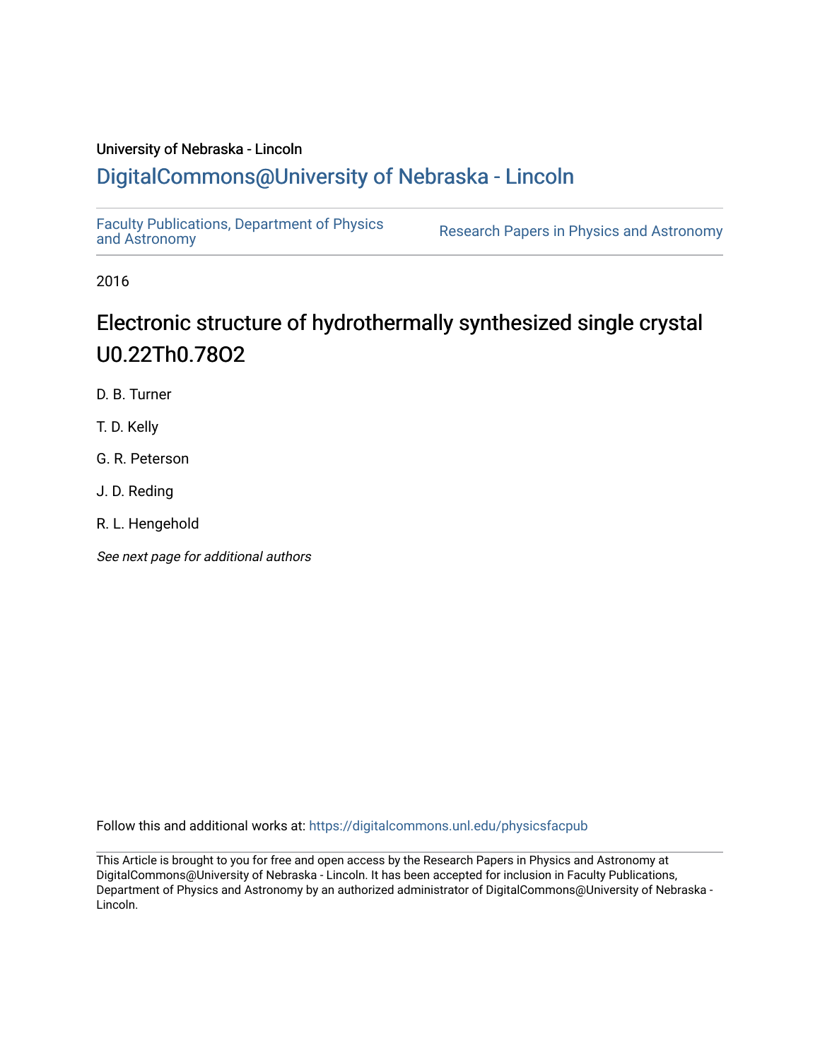University of Nebraska - Lincoln

# DigitalCommons@University of Nebraska - Lincoln

Faculty Publications, Department of Physics and Astronomy

Research Papers in Physics and Astronomy

2016

# Electronic structure of hydrothermally synthesized single crystal $U_{0.22}Th_{0.78}O_2$

D. B. Turner

T. D. Kelly

G. R. Peterson

J. D. Reding

R. L. Hengehold

*See next page for additional authors*

Follow this and additional works at: https://digitalcommons.unl.edu/physicsfacpub

This Article is brought to you for free and open access by the Research Papers in Physics and Astronomy at DigitalCommons@University of Nebraska - Lincoln. It has been accepted for inclusion in Faculty Publications, Department of Physics and Astronomy by an authorized administrator of DigitalCommons@University of Nebraska - Lincoln.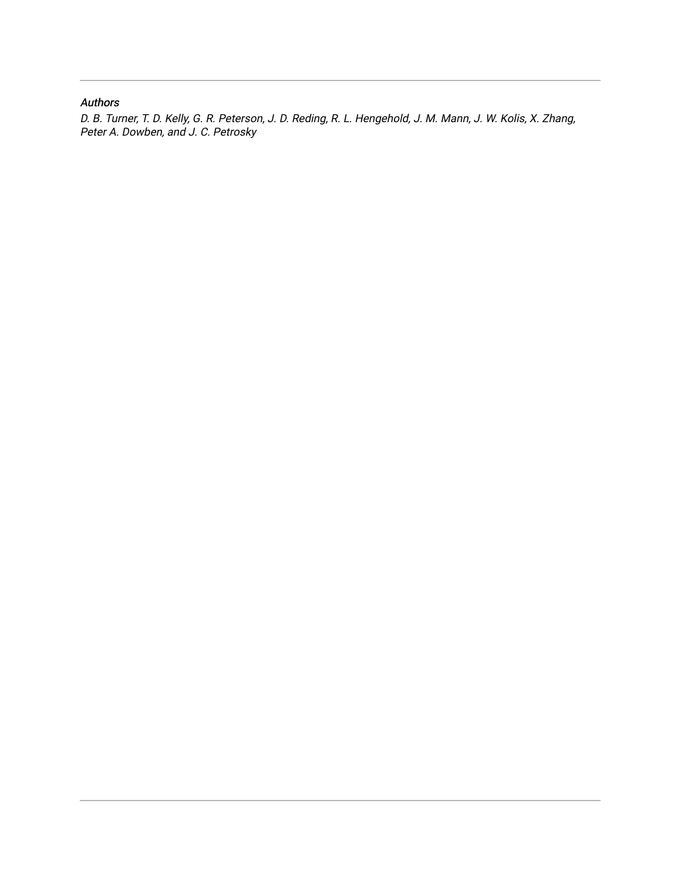*Authors*

*D. B. Turner, T. D. Kelly, G. R. Peterson, J. D. Reding, R. L. Hengehold, J. M. Mann, J. W. Kolis, X. Zhang, Peter A. Dowben, and J. C. Petrosky*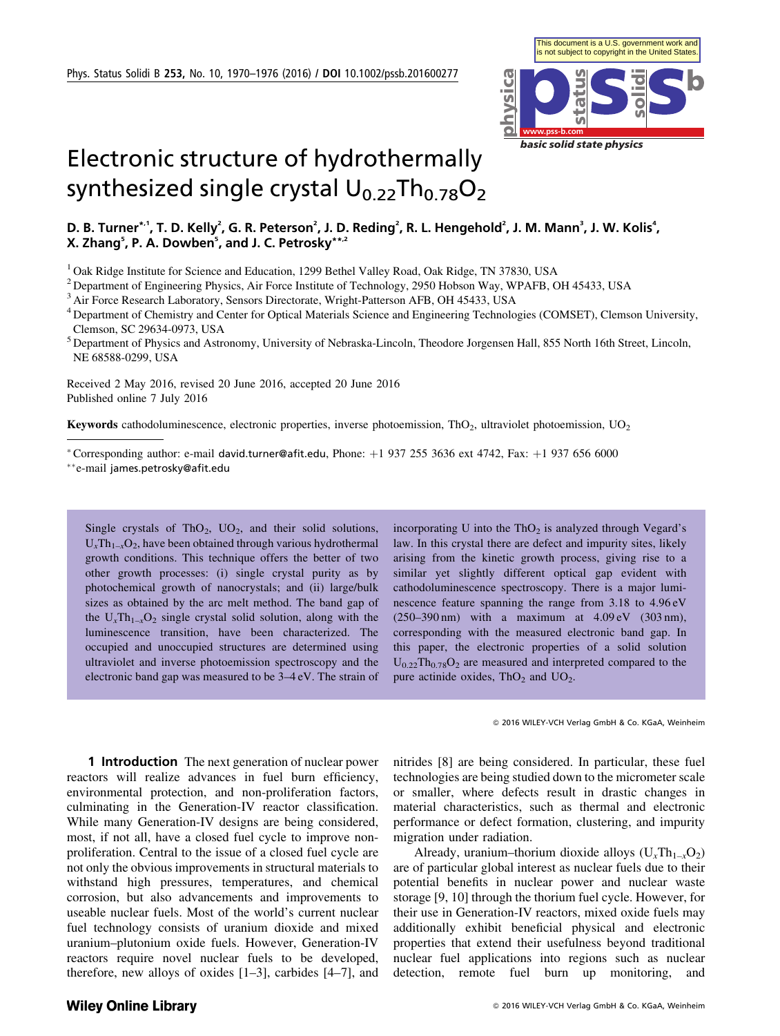# Electronic structure of hydrothermally synthesized single crystal $U_{0.22}Th_{0.78}O_2$

**D. B. Turner**[*,1], **T. D. Kelly**[2], **G. R. Peterson**[2], **J. D. Reding**[2], **R. L. Hengehold**[2], **J. M. Mann**[3], **J. W. Kolis**[4], **X. Zhang**[5], **P. A. Dowben**[5], **and J. C. Petrosky**[**,2]

[1] Oak Ridge Institute for Science and Education, 1299 Bethel Valley Road, Oak Ridge, TN 37830, USA
[2] Department of Engineering Physics, Air Force Institute of Technology, 2950 Hobson Way, WPAFB, OH 45433, USA
[3] Air Force Research Laboratory, Sensors Directorate, Wright-Patterson AFB, OH 45433, USA
[4] Department of Chemistry and Center for Optical Materials Science and Engineering Technologies (COMSET), Clemson University, Clemson, SC 29634-0973, USA
[5] Department of Physics and Astronomy, University of Nebraska-Lincoln, Theodore Jorgensen Hall, 855 North 16th Street, Lincoln, NE 68588-0299, USA

Received 2 May 2016, revised 20 June 2016, accepted 20 June 2016
Published online 7 July 2016

**Keywords** cathodoluminescence, electronic properties, inverse photoemission, $ThO_2$, ultraviolet photoemission, $UO_2$

[*] Corresponding author: e-mail david.turner@afit.edu, Phone: +1 937 255 3636 ext 4742, Fax: +1 937 656 6000
[**] e-mail james.petrosky@afit.edu

Single crystals of $ThO_2$, $UO_2$, and their solid solutions, $U_xTh_{1-x}O_2$, have been obtained through various hydrothermal growth conditions. This technique offers the better of two other growth processes: (i) single crystal purity as by photochemical growth of nanocrystals; and (ii) large/bulk sizes as obtained by the arc melt method. The band gap of the $U_xTh_{1-x}O_2$ single crystal solid solution, along with the luminescence transition, have been characterized. The occupied and unoccupied structures are determined using ultraviolet and inverse photoemission spectroscopy and the electronic band gap was measured to be 3–4 eV. The strain of incorporating U into the $ThO_2$ is analyzed through Vegard's law. In this crystal there are defect and impurity sites, likely arising from the kinetic growth process, giving rise to a similar yet slightly different optical gap evident with cathodoluminescence spectroscopy. There is a major luminescence feature spanning the range from 3.18 to 4.96 eV (250–390 nm) with a maximum at 4.09 eV (303 nm), corresponding with the measured electronic band gap. In this paper, the electronic properties of a solid solution $U_{0.22}Th_{0.78}O_2$ are measured and interpreted compared to the pure actinide oxides, $ThO_2$ and $UO_2$.

© 2016 WILEY-VCH Verlag GmbH & Co. KGaA, Weinheim

## 1 Introduction

The next generation of nuclear power reactors will realize advances in fuel burn efficiency, environmental protection, and non-proliferation factors, culminating in the Generation-IV reactor classification. While many Generation-IV designs are being considered, most, if not all, have a closed fuel cycle to improve non-proliferation. Central to the issue of a closed fuel cycle are not only the obvious improvements in structural materials to withstand high pressures, temperatures, and chemical corrosion, but also advancements and improvements to useable nuclear fuels. Most of the world's current nuclear fuel technology consists of uranium dioxide and mixed uranium–plutonium oxide fuels. However, Generation-IV reactors require novel nuclear fuels to be developed, therefore, new alloys of oxides [1–3], carbides [4–7], and nitrides [8] are being considered. In particular, these fuel technologies are being studied down to the micrometer scale or smaller, where defects result in drastic changes in material characteristics, such as thermal and electronic performance or defect formation, clustering, and impurity migration under radiation.

Already, uranium–thorium dioxide alloys ($U_xTh_{1-x}O_2$) are of particular global interest as nuclear fuels due to their potential benefits in nuclear power and nuclear waste storage [9, 10] through the thorium fuel cycle. However, for their use in Generation-IV reactors, mixed oxide fuels may additionally exhibit beneficial physical and electronic properties that extend their usefulness beyond traditional nuclear fuel applications into regions such as nuclear detection, remote fuel burn up monitoring, and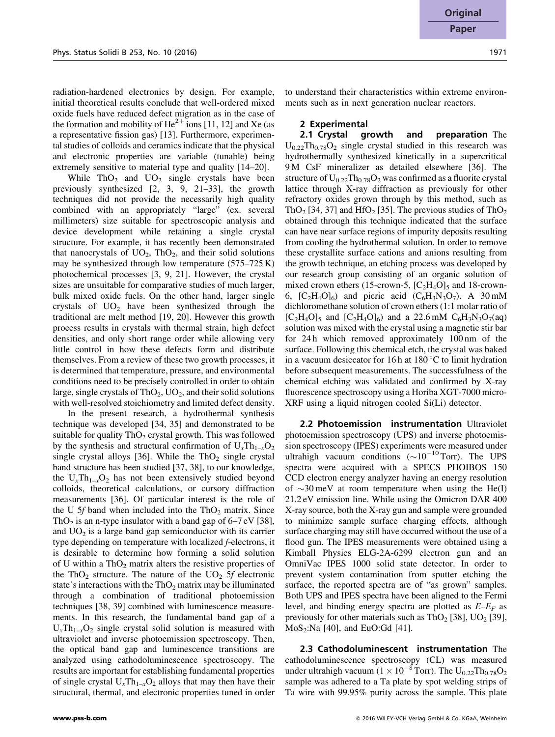radiation-hardened electronics by design. For example, initial theoretical results conclude that well-ordered mixed oxide fuels have reduced defect migration as in the case of the formation and mobility of $He^{2+}$ ions [11, 12] and Xe (as a representative fission gas) [13]. Furthermore, experimental studies of colloids and ceramics indicate that the physical and electronic properties are variable (tunable) being extremely sensitive to material type and quality [14–20].

While $ThO_2$ and $UO_2$ single crystals have been previously synthesized [2, 3, 9, 21–33], the growth techniques did not provide the necessarily high quality combined with an appropriately "large" (ex. several millimeters) size suitable for spectroscopic analysis and device development while retaining a single crystal structure. For example, it has recently been demonstrated that nanocrystals of $UO_2$, $ThO_2$, and their solid solutions may be synthesized through low temperature (575–725 K) photochemical processes [3, 9, 21]. However, the crystal sizes are unsuitable for comparative studies of much larger, bulk mixed oxide fuels. On the other hand, larger single crystals of $UO_2$ have been synthesized through the traditional arc melt method [19, 20]. However this growth process results in crystals with thermal strain, high defect densities, and only short range order while allowing very little control in how these defects form and distribute themselves. From a review of these two growth processes, it is determined that temperature, pressure, and environmental conditions need to be precisely controlled in order to obtain large, single crystals of $ThO_2$, $UO_2$, and their solid solutions with well-resolved stoichiometry and limited defect density.

In the present research, a hydrothermal synthesis technique was developed [34, 35] and demonstrated to be suitable for quality $ThO_2$ crystal growth. This was followed by the synthesis and structural confirmation of $U_xTh_{1-x}O_2$ single crystal alloys [36]. While the $ThO_2$ single crystal band structure has been studied [37, 38], to our knowledge, the $U_xTh_{1-x}O_2$ has not been extensively studied beyond colloids, theoretical calculations, or cursory diffraction measurements [36]. Of particular interest is the role of the U 5*f* band when included into the $ThO_2$ matrix. Since $ThO_2$ is an n-type insulator with a band gap of 6–7 eV [38], and $UO_2$ is a large band gap semiconductor with its carrier type depending on temperature with localized *f*-electrons, it is desirable to determine how forming a solid solution of U within a $ThO_2$ matrix alters the resistive properties of the $ThO_2$ structure. The nature of the $UO_2$ 5*f* electronic state's interactions with the $ThO_2$ matrix may be illuminated through a combination of traditional photoemission techniques [38, 39] combined with luminescence measurements. In this research, the fundamental band gap of a $U_xTh_{1-x}O_2$ single crystal solid solution is measured with ultraviolet and inverse photoemission spectroscopy. Then, the optical band gap and luminescence transitions are analyzed using cathodoluminescence spectroscopy. The results are important for establishing fundamental properties of single crystal $U_xTh_{1-x}O_2$ alloys that may then have their structural, thermal, and electronic properties tuned in order to understand their characteristics within extreme environments such as in next generation nuclear reactors.

## 2 Experimental

**2.1 Crystal growth and preparation** The $U_{0.22}Th_{0.78}O_2$ single crystal studied in this research was hydrothermally synthesized kinetically in a supercritical 9 M CsF mineralizer as detailed elsewhere [36]. The structure of $U_{0.22}Th_{0.78}O_2$ was confirmed as a fluorite crystal lattice through X-ray diffraction as previously for other refractory oxides grown through by this method, such as $ThO_2$ [34, 37] and $HfO_2$ [35]. The previous studies of $ThO_2$ obtained through this technique indicated that the surface can have near surface regions of impurity deposits resulting from cooling the hydrothermal solution. In order to remove these crystallite surface cations and anions resulting from the growth technique, an etching process was developed by our research group consisting of an organic solution of mixed crown ethers (15-crown-5, $[C_2H_4O]_5$ and 18-crown-6, $[C_2H_4O]_6$) and picric acid ($C_6H_3N_3O_7$). A 30 mM dichloromethane solution of crown ethers (1:1 molar ratio of $[C_2H_4O]_5$ and $[C_2H_4O]_6$) and a 22.6 mM $C_6H_3N_3O_7$(aq) solution was mixed with the crystal using a magnetic stir bar for 24 h which removed approximately 100 nm of the surface. Following this chemical etch, the crystal was baked in a vacuum desiccator for 16 h at 180 °C to limit hydration before subsequent measurements. The successfulness of the chemical etching was validated and confirmed by X-ray fluorescence spectroscopy using a Horiba XGT-7000 micro-XRF using a liquid nitrogen cooled Si(Li) detector.

**2.2 Photoemission instrumentation** Ultraviolet photoemission spectroscopy (UPS) and inverse photoemission spectroscopy (IPES) experiments were measured under ultrahigh vacuum conditions ($\sim 10^{-10}$ Torr). The UPS spectra were acquired with a SPECS PHOIBOS 150 CCD electron energy analyzer having an energy resolution of $\sim$30 meV at room temperature when using the He(I) 21.2 eV emission line. While using the Omicron DAR 400 X-ray source, both the X-ray gun and sample were grounded to minimize sample surface charging effects, although surface charging may still have occurred without the use of a flood gun. The IPES measurements were obtained using a Kimball Physics ELG-2A-6299 electron gun and an OmniVac IPES 1000 solid state detector. In order to prevent system contamination from sputter etching the surface, the reported spectra are of "as grown" samples. Both UPS and IPES spectra have been aligned to the Fermi level, and binding energy spectra are plotted as $E$–$E_F$ as previously for other materials such as $ThO_2$ [38], $UO_2$ [39], $MoS_2$:Na [40], and EuO:Gd [41].

**2.3 Cathodoluminescent instrumentation** The cathodoluminescence spectroscopy (CL) was measured under ultrahigh vacuum ($1 \times 10^{-8}$ Torr). The $U_{0.22}Th_{0.78}O_2$ sample was adhered to a Ta plate by spot welding strips of Ta wire with 99.95% purity across the sample. This plate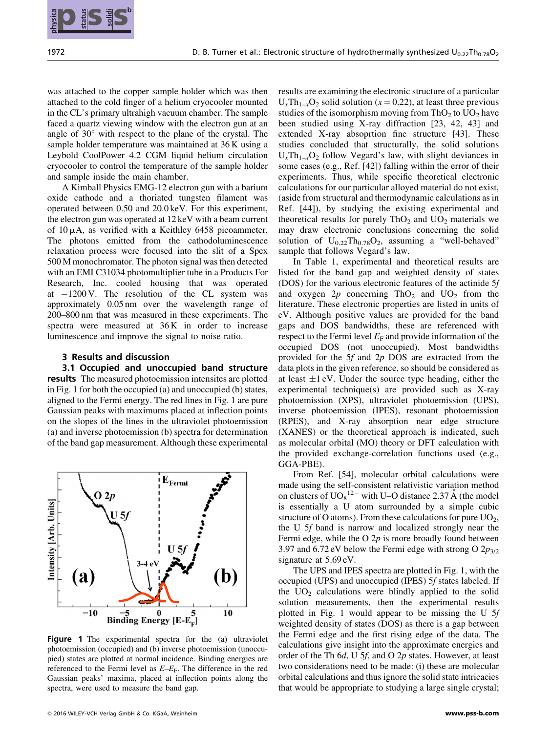was attached to the copper sample holder which was then attached to the cold finger of a helium cryocooler mounted in the CL's primary ultrahigh vacuum chamber. The sample faced a quartz viewing window with the electron gun at an angle of 30° with respect to the plane of the crystal. The sample holder temperature was maintained at 36 K using a Leybold CoolPower 4.2 CGM liquid helium circulation cryocooler to control the temperature of the sample holder and sample inside the main chamber.

A Kimball Physics EMG-12 electron gun with a barium oxide cathode and a thoriated tungsten filament was operated between 0.50 and 20.0 keV. For this experiment, the electron gun was operated at 12 keV with a beam current of 10 μA, as verified with a Keithley 6458 picoammeter. The photons emitted from the cathodoluminescence relaxation process were focused into the slit of a Spex 500 M monochromator. The photon signal was then detected with an EMI C31034 photomultiplier tube in a Products For Research, Inc. cooled housing that was operated at −1200 V. The resolution of the CL system was approximately 0.05 nm over the wavelength range of 200–800 nm that was measured in these experiments. The spectra were measured at 36 K in order to increase luminescence and improve the signal to noise ratio.

## 3 Results and discussion

### 3.1 Occupied and unoccupied band structure results

The measured photoemission intensites are plotted in Fig. 1 for both the occupied (a) and unoccupied (b) states, aligned to the Fermi energy. The red lines in Fig. 1 are pure Gaussian peaks with maximums placed at inflection points on the slopes of the lines in the ultraviolet photoemission (a) and inverse photoemission (b) spectra for determination of the band gap measurement. Although these experimental results are examining the electronic structure of a particular $U_xTh_{1-x}O_2$ solid solution ($x = 0.22$), at least three previous studies of the isomorphism moving from $ThO_2$ to $UO_2$ have been studied using X-ray diffraction [23, 42, 43] and extended X-ray absoprtion fine structure [43]. These studies concluded that structurally, the solid solutions $U_xTh_{1-x}O_2$ follow Vegard's law, with slight deviances in some cases (e.g., Ref. [42]) falling within the error of their experiments. Thus, while specific theoretical electronic calculations for our particular alloyed material do not exist, (aside from structural and thermodynamic calculations as in Ref. [44]), by studying the existing experimental and theoretical results for purely $ThO_2$ and $UO_2$ materials we may draw electronic conclusions concerning the solid solution of $U_{0.22}Th_{0.78}O_2$, assuming a "well-behaved" sample that follows Vegard's law.

**Figure 1** The experimental spectra for the (a) ultraviolet photoemission (occupied) and (b) inverse photoemission (unoccupied) states are plotted at normal incidence. Binding energies are referenced to the Fermi level as $E–E_F$. The difference in the red Gaussian peaks' maxima, placed at inflection points along the spectra, were used to measure the band gap.

In Table 1, experimental and theoretical results are listed for the band gap and weighted density of states (DOS) for the various electronic features of the actinide 5*f* and oxygen 2*p* concerning $ThO_2$ and $UO_2$ from the literature. These electronic properties are listed in units of eV. Although positive values are provided for the band gaps and DOS bandwidths, these are referenced with respect to the Fermi level $E_F$ and provide information of the occupied DOS (not unoccupied). Most bandwidths provided for the 5*f* and 2*p* DOS are extracted from the data plots in the given reference, so should be considered as at least ±1 eV. Under the source type heading, either the experimental technique(s) are provided such as X-ray photoemission (XPS), ultraviolet photoemission (UPS), inverse photoemission (IPES), resonant photoemission (RPES), and X-ray absorption near edge structure (XANES) or the theoretical approach is indicated, such as molecular orbital (MO) theory or DFT calculation with the provided exchange-correlation functions used (e.g., GGA-PBE).

From Ref. [54], molecular orbital calculations were made using the self-consistent relativistic variation method on clusters of $UO_8^{12-}$ with U–O distance 2.37 Å (the model is essentially a U atom surrounded by a simple cubic structure of O atoms). From these calculations for pure $UO_2$, the U 5*f* band is narrow and localized strongly near the Fermi edge, while the O 2*p* is more broadly found between 3.97 and 6.72 eV below the Fermi edge with strong O $2p_{3/2}$ signature at 5.69 eV.

The UPS and IPES spectra are plotted in Fig. 1, with the occupied (UPS) and unoccupied (IPES) 5*f* states labeled. If the $UO_2$ calculations were blindly applied to the solid solution measurements, then the experimental results plotted in Fig. 1 would appear to be missing the U 5*f* weighted density of states (DOS) as there is a gap between the Fermi edge and the first rising edge of the data. The calculations give insight into the approximate energies and order of the Th 6*d*, U 5*f*, and O 2*p* states. However, at least two considerations need to be made: (i) these are molecular orbital calculations and thus ignore the solid state intricacies that would be appropriate to studying a large single crystal;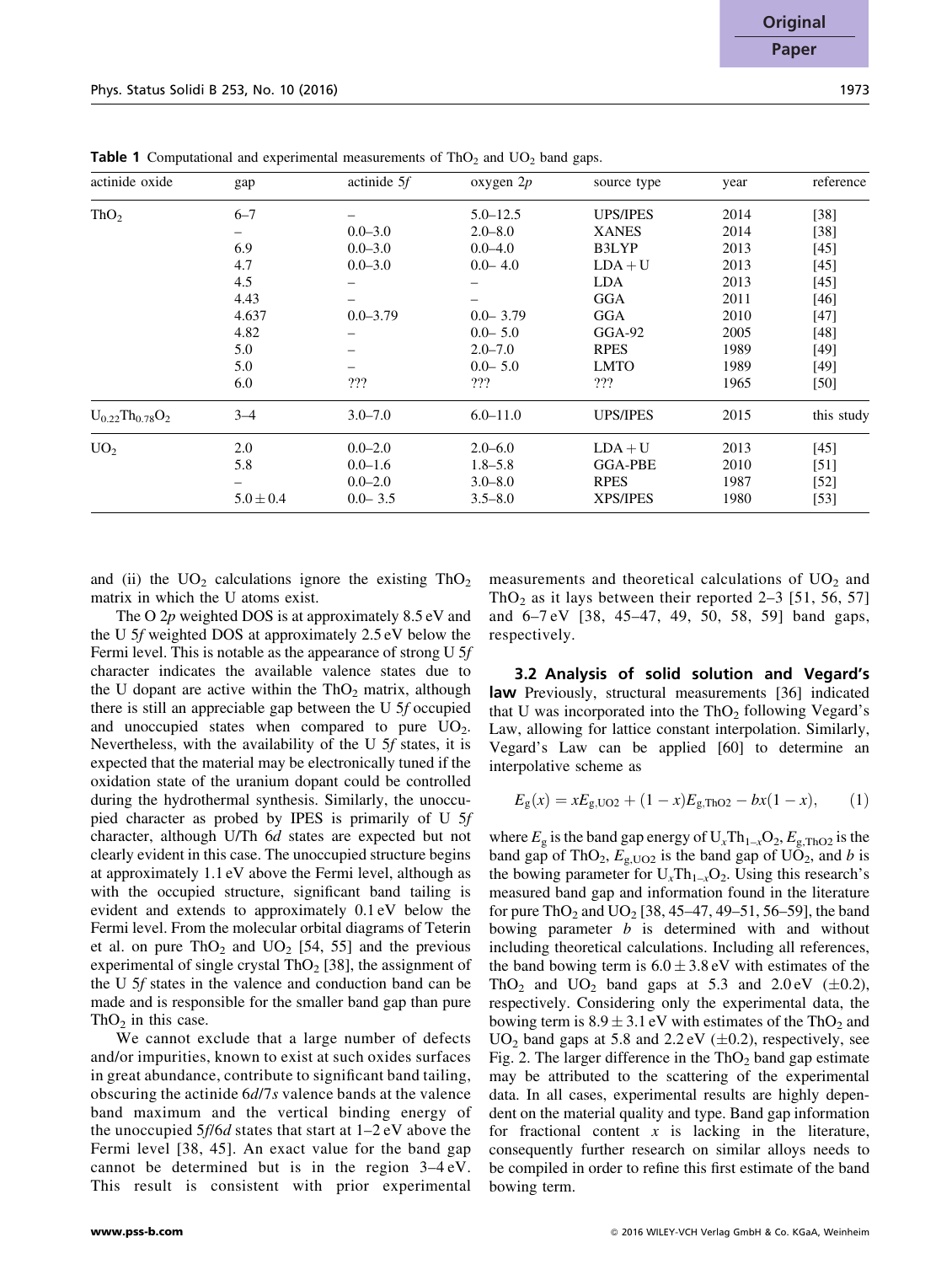**Table 1** Computational and experimental measurements of $ThO_2$ and $UO_2$ band gaps.

| actinide oxide | gap | actinide 5*f* | oxygen 2*p* | source type | year | reference |
|---|---|---|---|---|---|---|
| $ThO_2$ | 6–7 | – | 5.0–12.5 | UPS/IPES | 2014 | [38] |
| | – | 0.0–3.0 | 2.0–8.0 | XANES | 2014 | [38] |
| | 6.9 | 0.0–3.0 | 0.0–4.0 | B3LYP | 2013 | [45] |
| | 4.7 | 0.0–3.0 | 0.0– 4.0 | LDA + U | 2013 | [45] |
| | 4.5 | – | – | LDA | 2013 | [45] |
| | 4.43 | – | – | GGA | 2011 | [46] |
| | 4.637 | 0.0–3.79 | 0.0– 3.79 | GGA | 2010 | [47] |
| | 4.82 | – | 0.0– 5.0 | GGA-92 | 2005 | [48] |
| | 5.0 | – | 2.0–7.0 | RPES | 1989 | [49] |
| | 5.0 | – | 0.0– 5.0 | LMTO | 1989 | [49] |
| | 6.0 | ??? | ??? | ??? | 1965 | [50] |
| $U_{0.22}Th_{0.78}O_2$ | 3–4 | 3.0–7.0 | 6.0–11.0 | UPS/IPES | 2015 | this study |
| $UO_2$ | 2.0 | 0.0–2.0 | 2.0–6.0 | LDA + U | 2013 | [45] |
| | 5.8 | 0.0–1.6 | 1.8–5.8 | GGA-PBE | 2010 | [51] |
| | – | 0.0–2.0 | 3.0–8.0 | RPES | 1987 | [52] |
| | $5.0 \pm 0.4$ | 0.0– 3.5 | 3.5–8.0 | XPS/IPES | 1980 | [53] |

and (ii) the $UO_2$ calculations ignore the existing $ThO_2$ matrix in which the U atoms exist.

The O 2*p* weighted DOS is at approximately 8.5 eV and the U 5*f* weighted DOS at approximately 2.5 eV below the Fermi level. This is notable as the appearance of strong U 5*f* character indicates the available valence states due to the U dopant are active within the $ThO_2$ matrix, although there is still an appreciable gap between the U 5*f* occupied and unoccupied states when compared to pure $UO_2$. Nevertheless, with the availability of the U 5*f* states, it is expected that the material may be electronically tuned if the oxidation state of the uranium dopant could be controlled during the hydrothermal synthesis. Similarly, the unoccupied character as probed by IPES is primarily of U 5*f* character, although U/Th 6*d* states are expected but not clearly evident in this case. The unoccupied structure begins at approximately 1.1 eV above the Fermi level, although as with the occupied structure, significant band tailing is evident and extends to approximately 0.1 eV below the Fermi level. From the molecular orbital diagrams of Teterin et al. on pure $ThO_2$ and $UO_2$ [54, 55] and the previous experimental of single crystal $ThO_2$ [38], the assignment of the U 5*f* states in the valence and conduction band can be made and is responsible for the smaller band gap than pure $ThO_2$ in this case.

We cannot exclude that a large number of defects and/or impurities, known to exist at such oxides surfaces in great abundance, contribute to significant band tailing, obscuring the actinide 6*d*/7*s* valence bands at the valence band maximum and the vertical binding energy of the unoccupied 5*f*/6*d* states that start at 1–2 eV above the Fermi level [38, 45]. An exact value for the band gap cannot be determined but is in the region 3–4 eV. This result is consistent with prior experimental measurements and theoretical calculations of $UO_2$ and $ThO_2$ as it lays between their reported 2–3 [51, 56, 57] and 6–7 eV [38, 45–47, 49, 50, 58, 59] band gaps, respectively.

### 3.2 Analysis of solid solution and Vegard's law

Previously, structural measurements [36] indicated that U was incorporated into the $ThO_2$ following Vegard's Law, allowing for lattice constant interpolation. Similarly, Vegard's Law can be applied [60] to determine an interpolative scheme as

$$E_g(x) = xE_{g,UO2} + (1-x)E_{g,ThO2} - bx(1-x), \qquad (1)$$

where $E_g$ is the band gap energy of $U_xTh_{1-x}O_2$, $E_{g,ThO2}$ is the band gap of $ThO_2$, $E_{g,UO2}$ is the band gap of $UO_2$, and $b$ is the bowing parameter for $U_xTh_{1-x}O_2$. Using this research's measured band gap and information found in the literature for pure $ThO_2$ and $UO_2$ [38, 45–47, 49–51, 56–59], the band bowing parameter $b$ is determined with and without including theoretical calculations. Including all references, the band bowing term is $6.0 \pm 3.8$ eV with estimates of the $ThO_2$ and $UO_2$ band gaps at 5.3 and 2.0 eV ($\pm 0.2$), respectively. Considering only the experimental data, the bowing term is $8.9 \pm 3.1$ eV with estimates of the $ThO_2$ and $UO_2$ band gaps at 5.8 and 2.2 eV ($\pm 0.2$), respectively, see Fig. 2. The larger difference in the $ThO_2$ band gap estimate may be attributed to the scattering of the experimental data. In all cases, experimental results are highly dependent on the material quality and type. Band gap information for fractional content $x$ is lacking in the literature, consequently further research on similar alloys needs to be compiled in order to refine this first estimate of the band bowing term.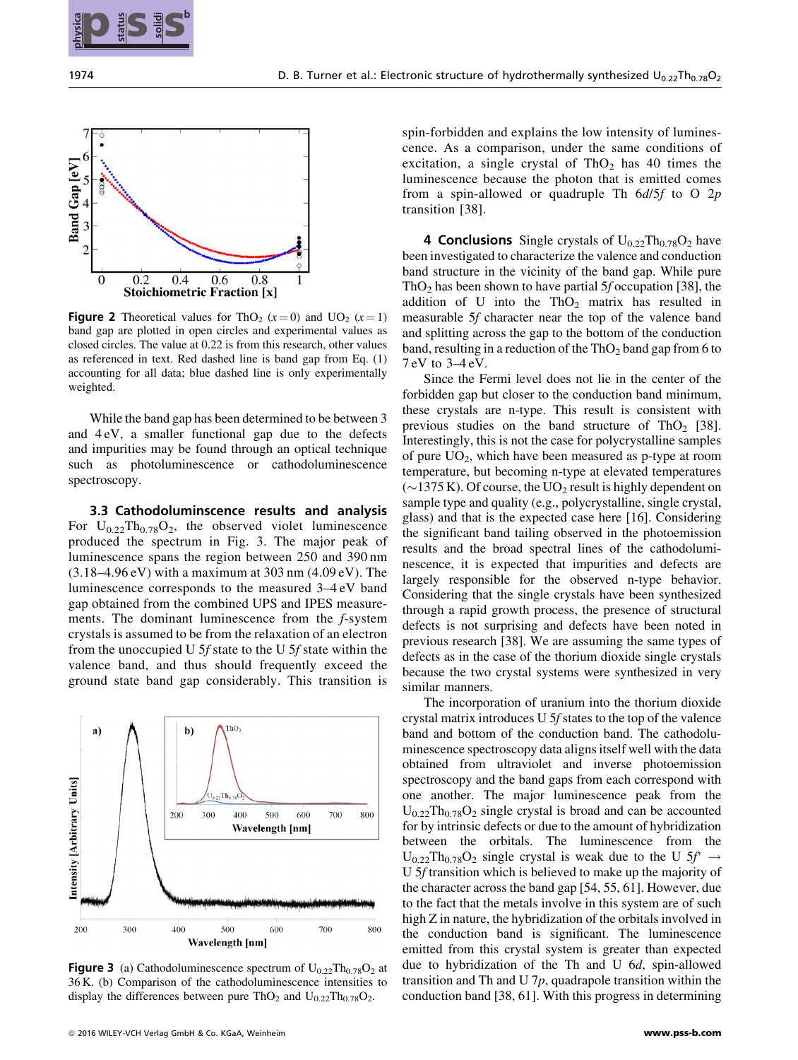**Figure 2** Theoretical values for $ThO_2$ ($x=0$) and $UO_2$ ($x=1$) band gap are plotted in open circles and experimental values as closed circles. The value at 0.22 is from this research, other values as referenced in text. Red dashed line is band gap from Eq. (1) accounting for all data; blue dashed line is only experimentally weighted.

While the band gap has been determined to be between 3 and 4 eV, a smaller functional gap due to the defects and impurities may be found through an optical technique such as photoluminescence or cathodoluminescence spectroscopy.

**3.3 Cathodoluminscence results and analysis** For $U_{0.22}Th_{0.78}O_2$, the observed violet luminescence produced the spectrum in Fig. 3. The major peak of luminescence spans the region between 250 and 390 nm (3.18–4.96 eV) with a maximum at 303 nm (4.09 eV). The luminescence corresponds to the measured 3–4 eV band gap obtained from the combined UPS and IPES measurements. The dominant luminescence from the *f*-system crystals is assumed to be from the relaxation of an electron from the unoccupied U 5*f* state to the U 5*f* state within the valence band, and thus should frequently exceed the ground state band gap considerably. This transition is spin-forbidden and explains the low intensity of luminescence. As a comparison, under the same conditions of excitation, a single crystal of $ThO_2$ has 40 times the luminescence because the photon that is emitted comes from a spin-allowed or quadruple Th 6*d*/5*f* to O 2*p* transition [38].

**Figure 3** (a) Cathodoluminescence spectrum of $U_{0.22}Th_{0.78}O_2$ at 36 K. (b) Comparison of the cathodoluminescence intensities to display the differences between pure $ThO_2$ and $U_{0.22}Th_{0.78}O_2$.

## 4 Conclusions

Single crystals of $U_{0.22}Th_{0.78}O_2$ have been investigated to characterize the valence and conduction band structure in the vicinity of the band gap. While pure $ThO_2$ has been shown to have partial 5*f* occupation [38], the addition of U into the $ThO_2$ matrix has resulted in measurable 5*f* character near the top of the valence band and splitting across the gap to the bottom of the conduction band, resulting in a reduction of the $ThO_2$ band gap from 6 to 7 eV to 3–4 eV.

Since the Fermi level does not lie in the center of the forbidden gap but closer to the conduction band minimum, these crystals are n-type. This result is consistent with previous studies on the band structure of $ThO_2$ [38]. Interestingly, this is not the case for polycrystalline samples of pure $UO_2$, which have been measured as p-type at room temperature, but becoming n-type at elevated temperatures (~1375 K). Of course, the $UO_2$ result is highly dependent on sample type and quality (e.g., polycrystalline, single crystal, glass) and that is the expected case here [16]. Considering the significant band tailing observed in the photoemission results and the broad spectral lines of the cathodoluminescence, it is expected that impurities and defects are largely responsible for the observed n-type behavior. Considering that the single crystals have been synthesized through a rapid growth process, the presence of structural defects is not surprising and defects have been noted in previous research [38]. We are assuming the same types of defects as in the case of the thorium dioxide single crystals because the two crystal systems were synthesized in very similar manners.

The incorporation of uranium into the thorium dioxide crystal matrix introduces U 5*f* states to the top of the valence band and bottom of the conduction band. The cathodoluminescence spectroscopy data aligns itself well with the data obtained from ultraviolet and inverse photoemission spectroscopy and the band gaps from each correspond with one another. The major luminescence peak from the $U_{0.22}Th_{0.78}O_2$ single crystal is broad and can be accounted for by intrinsic defects or due to the amount of hybridization between the orbitals. The luminescence from the $U_{0.22}Th_{0.78}O_2$ single crystal is weak due to the U $5f^* \rightarrow$ U 5*f* transition which is believed to make up the majority of the character across the band gap [54, 55, 61]. However, due to the fact that the metals involve in this system are of such high Z in nature, the hybridization of the orbitals involved in the conduction band is significant. The luminescence emitted from this crystal system is greater than expected due to hybridization of the Th and U 6*d*, spin-allowed transition and Th and U 7*p*, quadrapole transition within the conduction band [38, 61]. With this progress in determining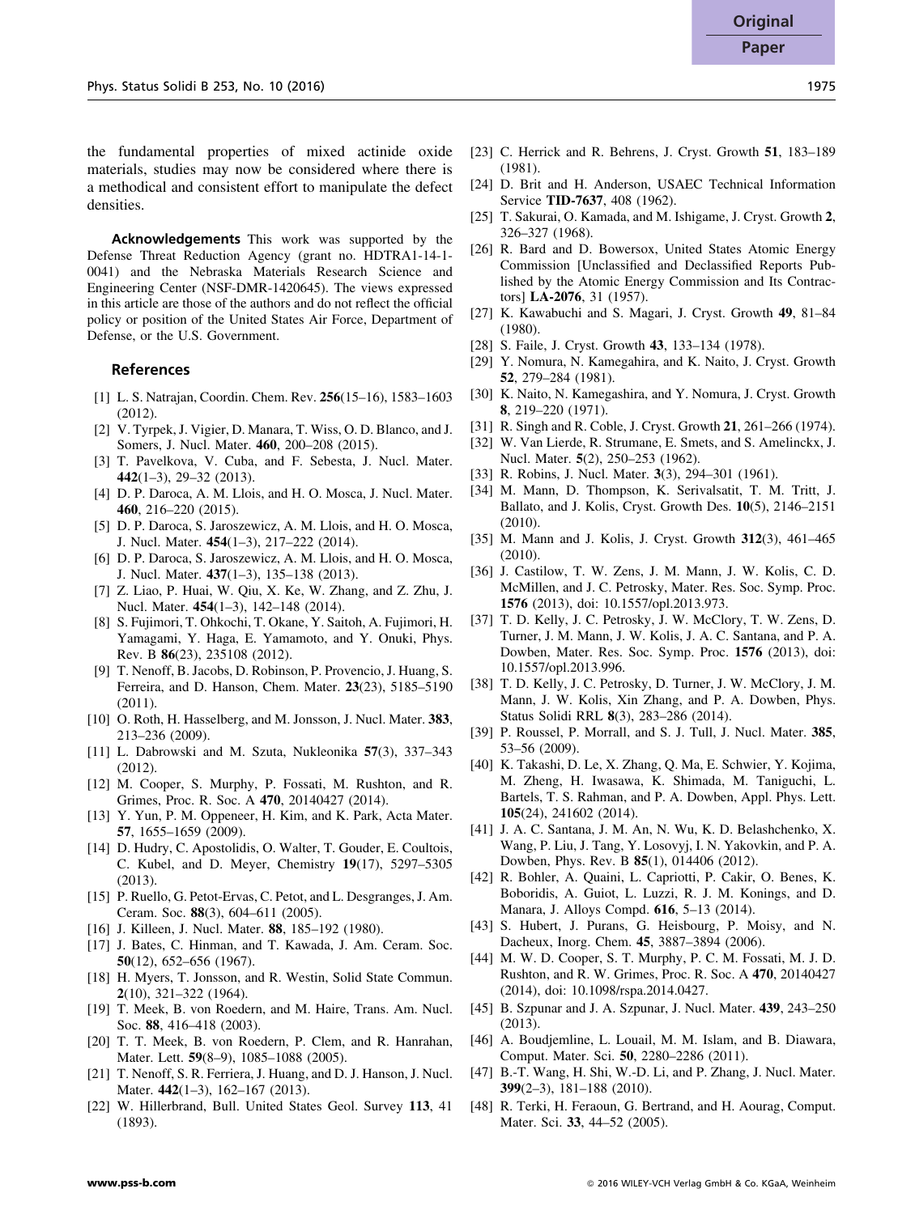the fundamental properties of mixed actinide oxide materials, studies may now be considered where there is a methodical and consistent effort to manipulate the defect densities.

**Acknowledgements** This work was supported by the Defense Threat Reduction Agency (grant no. HDTRA1-14-1-0041) and the Nebraska Materials Research Science and Engineering Center (NSF-DMR-1420645). The views expressed in this article are those of the authors and do not reflect the official policy or position of the United States Air Force, Department of Defense, or the U.S. Government.

## References

[1] L. S. Natrajan, Coordin. Chem. Rev. **256**(15–16), 1583–1603 (2012).

[2] V. Tyrpek, J. Vigier, D. Manara, T. Wiss, O. D. Blanco, and J. Somers, J. Nucl. Mater. **460**, 200–208 (2015).

[3] T. Pavelkova, V. Cuba, and F. Sebesta, J. Nucl. Mater. **442**(1–3), 29–32 (2013).

[4] D. P. Daroca, A. M. Llois, and H. O. Mosca, J. Nucl. Mater. **460**, 216–220 (2015).

[5] D. P. Daroca, S. Jaroszewicz, A. M. Llois, and H. O. Mosca, J. Nucl. Mater. **454**(1–3), 217–222 (2014).

[6] D. P. Daroca, S. Jaroszewicz, A. M. Llois, and H. O. Mosca, J. Nucl. Mater. **437**(1–3), 135–138 (2013).

[7] Z. Liao, P. Huai, W. Qiu, X. Ke, W. Zhang, and Z. Zhu, J. Nucl. Mater. **454**(1–3), 142–148 (2014).

[8] S. Fujimori, T. Ohkochi, T. Okane, Y. Saitoh, A. Fujimori, H. Yamagami, Y. Haga, E. Yamamoto, and Y. Onuki, Phys. Rev. B **86**(23), 235108 (2012).

[9] T. Nenoff, B. Jacobs, D. Robinson, P. Provencio, J. Huang, S. Ferreira, and D. Hanson, Chem. Mater. **23**(23), 5185–5190 (2011).

[10] O. Roth, H. Hasselberg, and M. Jonsson, J. Nucl. Mater. **383**, 213–236 (2009).

[11] L. Dabrowski and M. Szuta, Nukleonika **57**(3), 337–343 (2012).

[12] M. Cooper, S. Murphy, P. Fossati, M. Rushton, and R. Grimes, Proc. R. Soc. A **470**, 20140427 (2014).

[13] Y. Yun, P. M. Oppeneer, H. Kim, and K. Park, Acta Mater. **57**, 1655–1659 (2009).

[14] D. Hudry, C. Apostolidis, O. Walter, T. Gouder, E. Courtois, C. Kubel, and D. Meyer, Chemistry **19**(17), 5297–5305 (2013).

[15] P. Ruello, G. Petot-Ervas, C. Petot, and L. Desgranges, J. Am. Ceram. Soc. **88**(3), 604–611 (2005).

[16] J. Killeen, J. Nucl. Mater. **88**, 185–192 (1980).

[17] J. Bates, C. Hinman, and T. Kawada, J. Am. Ceram. Soc. **50**(12), 652–656 (1967).

[18] H. Myers, T. Jonsson, and R. Westin, Solid State Commun. **2**(10), 321–322 (1964).

[19] T. Meek, B. von Roedern, and M. Haire, Trans. Am. Nucl. Soc. **88**, 416–418 (2003).

[20] T. T. Meek, B. von Roedern, P. Clem, and R. Hanrahan, Mater. Lett. **59**(8–9), 1085–1088 (2005).

[21] T. Nenoff, S. R. Ferriera, J. Huang, and D. J. Hanson, J. Nucl. Mater. **442**(1–3), 162–167 (2013).

[22] W. Hillerbrand, Bull. United States Geol. Survey **113**, 41 (1893).

[23] C. Herrick and R. Behrens, J. Cryst. Growth **51**, 183–189 (1981).

[24] D. Brit and H. Anderson, USAEC Technical Information Service **TID-7637**, 408 (1962).

[25] T. Sakurai, O. Kamada, and M. Ishigame, J. Cryst. Growth **2**, 326–327 (1968).

[26] R. Bard and D. Bowersox, United States Atomic Energy Commission [Unclassified and Declassified Reports Published by the Atomic Energy Commission and Its Contractors] **LA-2076**, 31 (1957).

[27] K. Kawabuchi and S. Magari, J. Cryst. Growth **49**, 81–84 (1980).

[28] S. Faile, J. Cryst. Growth **43**, 133–134 (1978).

[29] Y. Nomura, N. Kamegahira, and K. Naito, J. Cryst. Growth **52**, 279–284 (1981).

[30] K. Naito, N. Kamegashira, and Y. Nomura, J. Cryst. Growth **8**, 219–220 (1971).

[31] R. Singh and R. Coble, J. Cryst. Growth **21**, 261–266 (1974).

[32] W. Van Lierde, R. Strumane, E. Smets, and S. Amelinckx, J. Nucl. Mater. **5**(2), 250–253 (1962).

[33] R. Robins, J. Nucl. Mater. **3**(3), 294–301 (1961).

[34] M. Mann, D. Thompson, K. Serivalsatit, T. M. Tritt, J. Ballato, and J. Kolis, Cryst. Growth Des. **10**(5), 2146–2151 (2010).

[35] M. Mann and J. Kolis, J. Cryst. Growth **312**(3), 461–465 (2010).

[36] J. Castilow, T. W. Zens, J. M. Mann, J. W. Kolis, C. D. McMillen, and J. C. Petrosky, Mater. Res. Soc. Symp. Proc. **1576** (2013), doi: 10.1557/opl.2013.973.

[37] T. D. Kelly, J. C. Petrosky, J. W. McClory, T. W. Zens, D. Turner, J. M. Mann, J. W. Kolis, J. A. C. Santana, and P. A. Dowben, Mater. Res. Soc. Symp. Proc. **1576** (2013), doi: 10.1557/opl.2013.996.

[38] T. D. Kelly, J. C. Petrosky, D. Turner, J. W. McClory, J. M. Mann, J. W. Kolis, Xin Zhang, and P. A. Dowben, Phys. Status Solidi RRL **8**(3), 283–286 (2014).

[39] P. Roussel, P. Morrall, and S. J. Tull, J. Nucl. Mater. **385**, 53–56 (2009).

[40] K. Takashi, D. Le, X. Zhang, Q. Ma, E. Schwier, Y. Kojima, M. Zheng, H. Iwasawa, K. Shimada, M. Taniguchi, L. Bartels, T. S. Rahman, and P. A. Dowben, Appl. Phys. Lett. **105**(24), 241602 (2014).

[41] J. A. C. Santana, J. M. An, N. Wu, K. D. Belashchenko, X. Wang, P. Liu, J. Tang, Y. Losovyj, I. N. Yakovkin, and P. A. Dowben, Phys. Rev. B **85**(1), 014406 (2012).

[42] R. Bohler, A. Quaini, L. Capriotti, P. Cakir, O. Benes, K. Boboridis, A. Guiot, L. Luzzi, R. J. M. Konings, and D. Manara, J. Alloys Compd. **616**, 5–13 (2014).

[43] S. Hubert, J. Purans, G. Heisbourg, P. Moisy, and N. Dacheux, Inorg. Chem. **45**, 3887–3894 (2006).

[44] M. W. D. Cooper, S. T. Murphy, P. C. M. Fossati, M. J. D. Rushton, and R. W. Grimes, Proc. R. Soc. A **470**, 20140427 (2014), doi: 10.1098/rspa.2014.0427.

[45] B. Szpunar and J. A. Szpunar, J. Nucl. Mater. **439**, 243–250 (2013).

[46] A. Boudjemline, L. Louail, M. M. Islam, and B. Diawara, Comput. Mater. Sci. **50**, 2280–2286 (2011).

[47] B.-T. Wang, H. Shi, W.-D. Li, and P. Zhang, J. Nucl. Mater. **399**(2–3), 181–188 (2010).

[48] R. Terki, H. Feraoun, G. Bertrand, and H. Aourag, Comput. Mater. Sci. **33**, 44–52 (2005).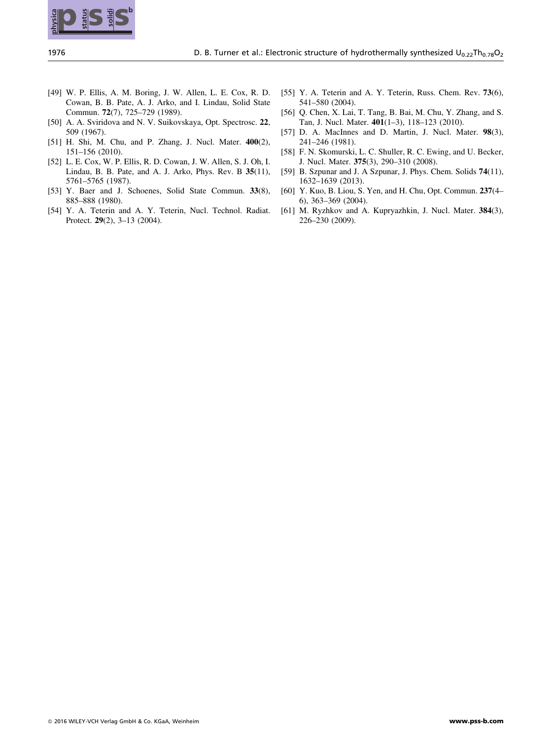[49] W. P. Ellis, A. M. Boring, J. W. Allen, L. E. Cox, R. D. Cowan, B. B. Pate, A. J. Arko, and I. Lindau, Solid State Commun. **72**(7), 725–729 (1989).

[50] A. A. Sviridova and N. V. Suikovskaya, Opt. Spectrosc. **22**, 509 (1967).

[51] H. Shi, M. Chu, and P. Zhang, J. Nucl. Mater. **400**(2), 151–156 (2010).

[52] L. E. Cox, W. P. Ellis, R. D. Cowan, J. W. Allen, S. J. Oh, I. Lindau, B. B. Pate, and A. J. Arko, Phys. Rev. B **35**(11), 5761–5765 (1987).

[53] Y. Baer and J. Schoenes, Solid State Commun. **33**(8), 885–888 (1980).

[54] Y. A. Teterin and A. Y. Teterin, Nucl. Technol. Radiat. Protect. **29**(2), 3–13 (2004).

[55] Y. A. Teterin and A. Y. Teterin, Russ. Chem. Rev. **73**(6), 541–580 (2004).

[56] Q. Chen, X. Lai, T. Tang, B. Bai, M. Chu, Y. Zhang, and S. Tan, J. Nucl. Mater. **401**(1–3), 118–123 (2010).

[57] D. A. MacInnes and D. Martin, J. Nucl. Mater. **98**(3), 241–246 (1981).

[58] F. N. Skomurski, L. C. Shuller, R. C. Ewing, and U. Becker, J. Nucl. Mater. **375**(3), 290–310 (2008).

[59] B. Szpunar and J. A Szpunar, J. Phys. Chem. Solids **74**(11), 1632–1639 (2013).

[60] Y. Kuo, B. Liou, S. Yen, and H. Chu, Opt. Commun. **237**(4–6), 363–369 (2004).

[61] M. Ryzhkov and A. Kupryazhkin, J. Nucl. Mater. **384**(3), 226–230 (2009).